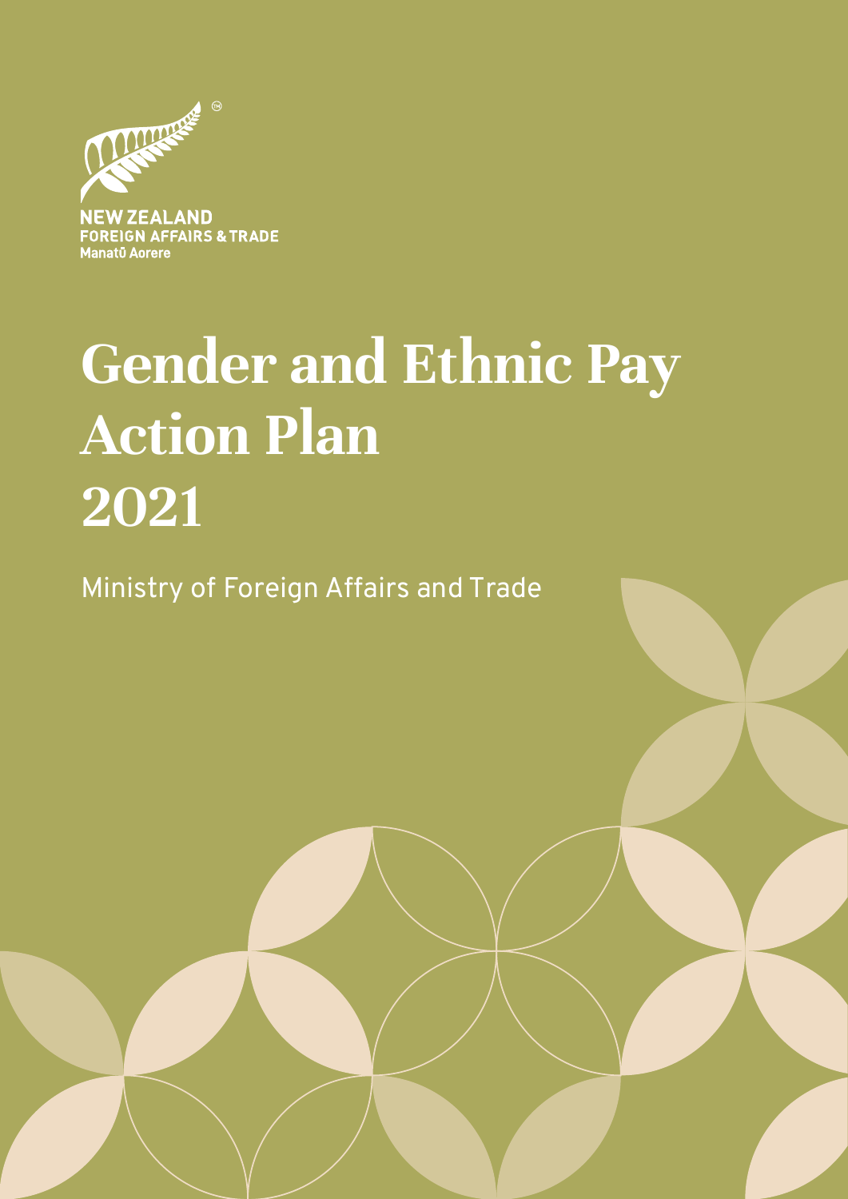NEW ZEALAND
FOREIGN AFFAIRS & TRADE
Manatū Aorere

# Gender and Ethnic Pay Action Plan 2021

Ministry of Foreign Affairs and Trade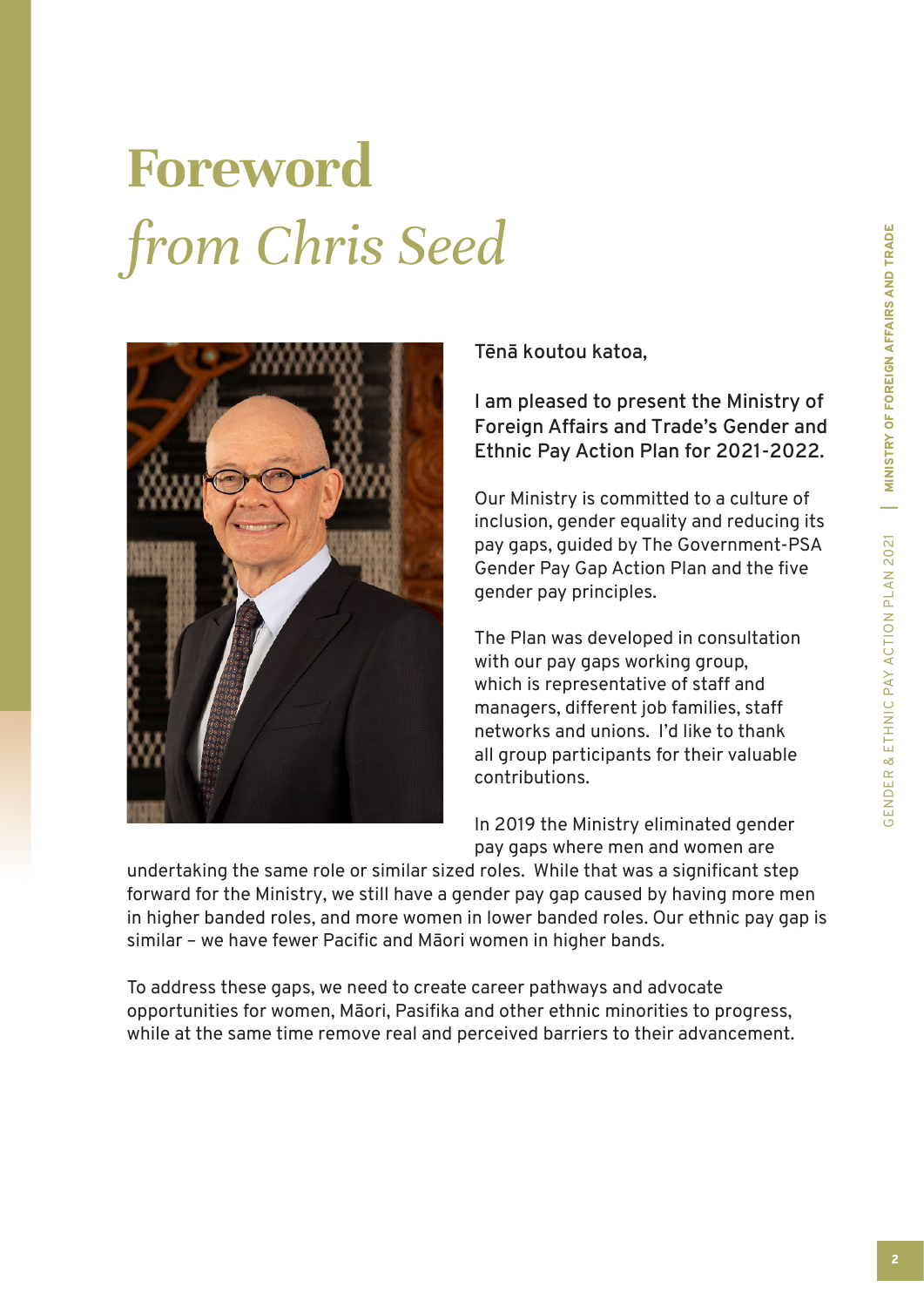# Foreword *from Chris Seed*

**Tēnā koutou katoa,**

**I am pleased to present the Ministry of Foreign Affairs and Trade's Gender and Ethnic Pay Action Plan for 2021-2022.**

Our Ministry is committed to a culture of inclusion, gender equality and reducing its pay gaps, guided by The Government-PSA Gender Pay Gap Action Plan and the five gender pay principles.

The Plan was developed in consultation with our pay gaps working group, which is representative of staff and managers, different job families, staff networks and unions. I'd like to thank all group participants for their valuable contributions.

In 2019 the Ministry eliminated gender pay gaps where men and women are undertaking the same role or similar sized roles. While that was a significant step forward for the Ministry, we still have a gender pay gap caused by having more men in higher banded roles, and more women in lower banded roles. Our ethnic pay gap is similar – we have fewer Pacific and Māori women in higher bands.

To address these gaps, we need to create career pathways and advocate opportunities for women, Māori, Pasifika and other ethnic minorities to progress, while at the same time remove real and perceived barriers to their advancement.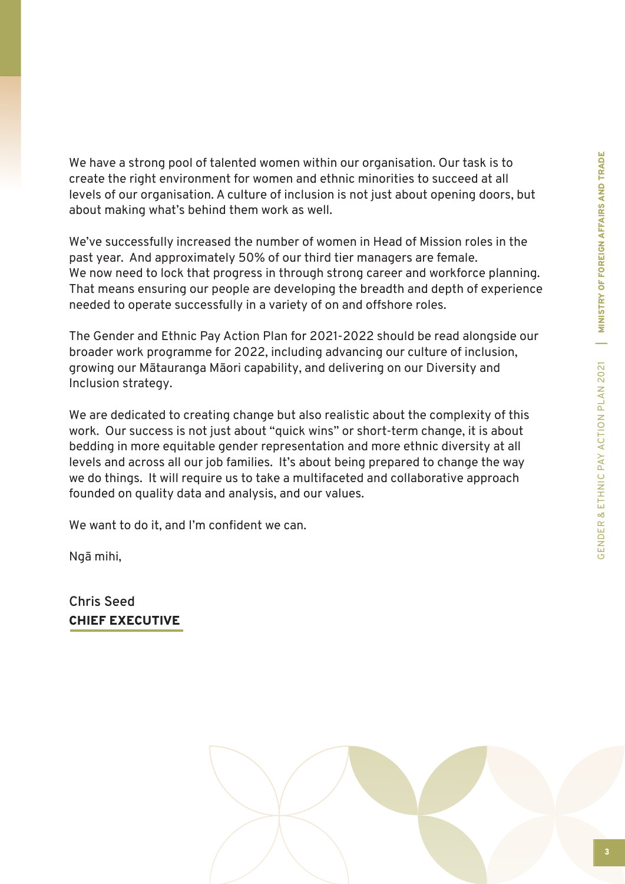We have a strong pool of talented women within our organisation. Our task is to create the right environment for women and ethnic minorities to succeed at all levels of our organisation. A culture of inclusion is not just about opening doors, but about making what's behind them work as well.

We've successfully increased the number of women in Head of Mission roles in the past year. And approximately 50% of our third tier managers are female. We now need to lock that progress in through strong career and workforce planning. That means ensuring our people are developing the breadth and depth of experience needed to operate successfully in a variety of on and offshore roles.

The Gender and Ethnic Pay Action Plan for 2021-2022 should be read alongside our broader work programme for 2022, including advancing our culture of inclusion, growing our Mātauranga Māori capability, and delivering on our Diversity and Inclusion strategy.

We are dedicated to creating change but also realistic about the complexity of this work. Our success is not just about "quick wins" or short-term change, it is about bedding in more equitable gender representation and more ethnic diversity at all levels and across all our job families. It's about being prepared to change the way we do things. It will require us to take a multifaceted and collaborative approach founded on quality data and analysis, and our values.

We want to do it, and I'm confident we can.

Ngā mihi,

Chris Seed
**CHIEF EXECUTIVE**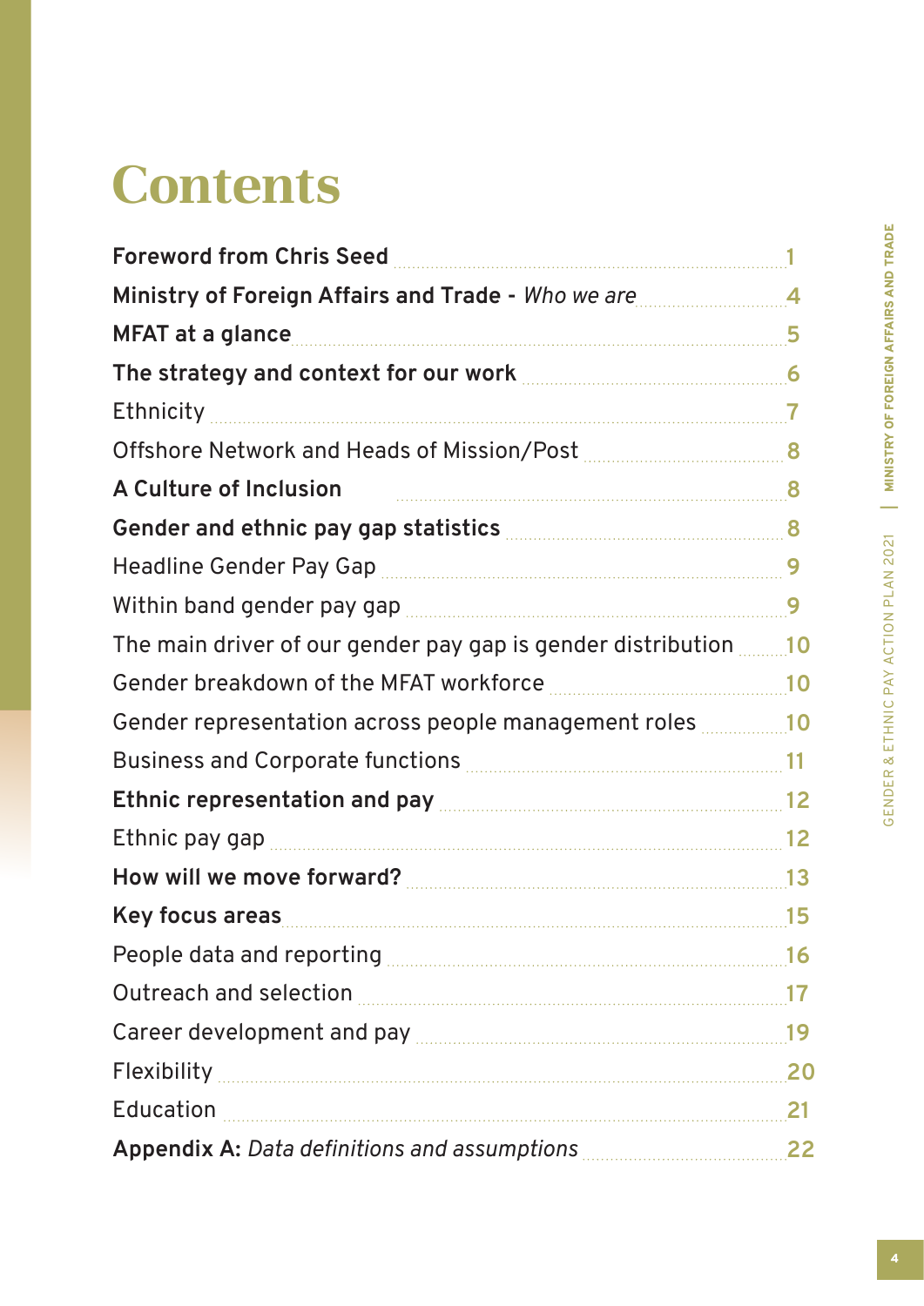# Contents

**Foreword from Chris Seed** ..... 1

**Ministry of Foreign Affairs and Trade -** *Who we are* ..... 4

**MFAT at a glance** ..... 5

**The strategy and context for our work** ..... 6

Ethnicity ..... 7

Offshore Network and Heads of Mission/Post ..... 8

**A Culture of Inclusion** ..... 8

**Gender and ethnic pay gap statistics** ..... 8

Headline Gender Pay Gap ..... 9

Within band gender pay gap ..... 9

The main driver of our gender pay gap is gender distribution ..... 10

Gender breakdown of the MFAT workforce ..... 10

Gender representation across people management roles ..... 10

Business and Corporate functions ..... 11

**Ethnic representation and pay** ..... 12

Ethnic pay gap ..... 12

**How will we move forward?** ..... 13

**Key focus areas** ..... 15

People data and reporting ..... 16

Outreach and selection ..... 17

Career development and pay ..... 19

Flexibility ..... 20

Education ..... 21

**Appendix A:** *Data definitions and assumptions* ..... 22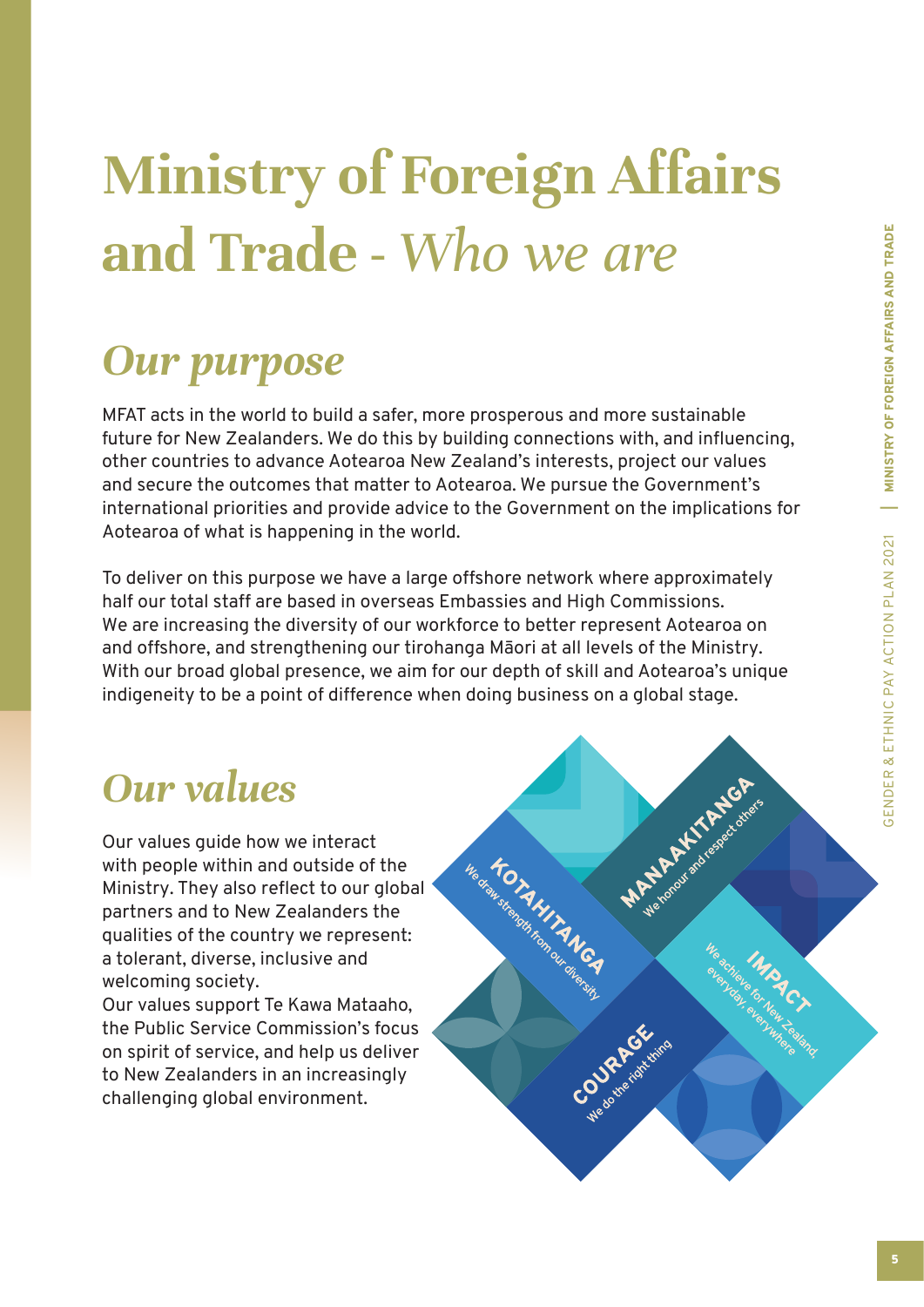# Ministry of Foreign Affairs and Trade - *Who we are*

## *Our purpose*

MFAT acts in the world to build a safer, more prosperous and more sustainable future for New Zealanders. We do this by building connections with, and influencing, other countries to advance Aotearoa New Zealand's interests, project our values and secure the outcomes that matter to Aotearoa. We pursue the Government's international priorities and provide advice to the Government on the implications for Aotearoa of what is happening in the world.

To deliver on this purpose we have a large offshore network where approximately half our total staff are based in overseas Embassies and High Commissions. We are increasing the diversity of our workforce to better represent Aotearoa on and offshore, and strengthening our tirohanga Māori at all levels of the Ministry. With our broad global presence, we aim for our depth of skill and Aotearoa's unique indigeneity to be a point of difference when doing business on a global stage.

## *Our values*

Our values guide how we interact with people within and outside of the Ministry. They also reflect to our global partners and to New Zealanders the qualities of the country we represent: a tolerant, diverse, inclusive and welcoming society.
Our values support Te Kawa Mataaho, the Public Service Commission's focus on spirit of service, and help us deliver to New Zealanders in an increasingly challenging global environment.

**KOTAHITANGA** – We draw strength from our diversity

**MANAAKITANGA** – We honour and respect others

**IMPACT** – We achieve for New Zealand, everyday, everywhere

**COURAGE** – We do the right thing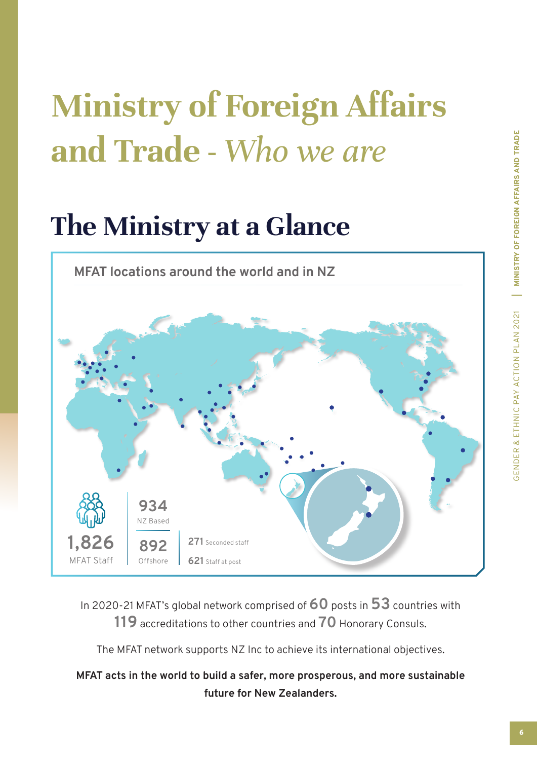# Ministry of Foreign Affairs and Trade - *Who we are*

## The Ministry at a Glance

**MFAT locations around the world and in NZ**

**1,826** MFAT Staff

**934** NZ Based

**892** Offshore

**271** Seconded staff

**621** Staff at post

In 2020-21 MFAT's global network comprised of **60** posts in **53** countries with **119** accreditations to other countries and **70** Honorary Consuls.

The MFAT network supports NZ Inc to achieve its international objectives.

**MFAT acts in the world to build a safer, more prosperous, and more sustainable future for New Zealanders.**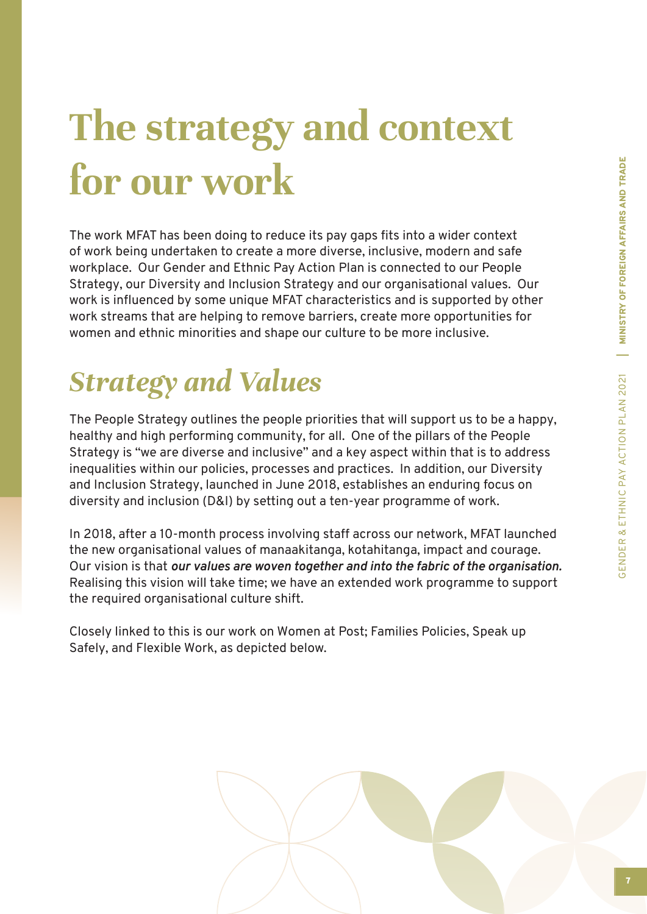# The strategy and context for our work

The work MFAT has been doing to reduce its pay gaps fits into a wider context of work being undertaken to create a more diverse, inclusive, modern and safe workplace. Our Gender and Ethnic Pay Action Plan is connected to our People Strategy, our Diversity and Inclusion Strategy and our organisational values. Our work is influenced by some unique MFAT characteristics and is supported by other work streams that are helping to remove barriers, create more opportunities for women and ethnic minorities and shape our culture to be more inclusive.

## *Strategy and Values*

The People Strategy outlines the people priorities that will support us to be a happy, healthy and high performing community, for all. One of the pillars of the People Strategy is "we are diverse and inclusive" and a key aspect within that is to address inequalities within our policies, processes and practices. In addition, our Diversity and Inclusion Strategy, launched in June 2018, establishes an enduring focus on diversity and inclusion (D&I) by setting out a ten-year programme of work.

In 2018, after a 10-month process involving staff across our network, MFAT launched the new organisational values of manaakitanga, kotahitanga, impact and courage. Our vision is that ***our values are woven together and into the fabric of the organisation.*** Realising this vision will take time; we have an extended work programme to support the required organisational culture shift.

Closely linked to this is our work on Women at Post; Families Policies, Speak up Safely, and Flexible Work, as depicted below.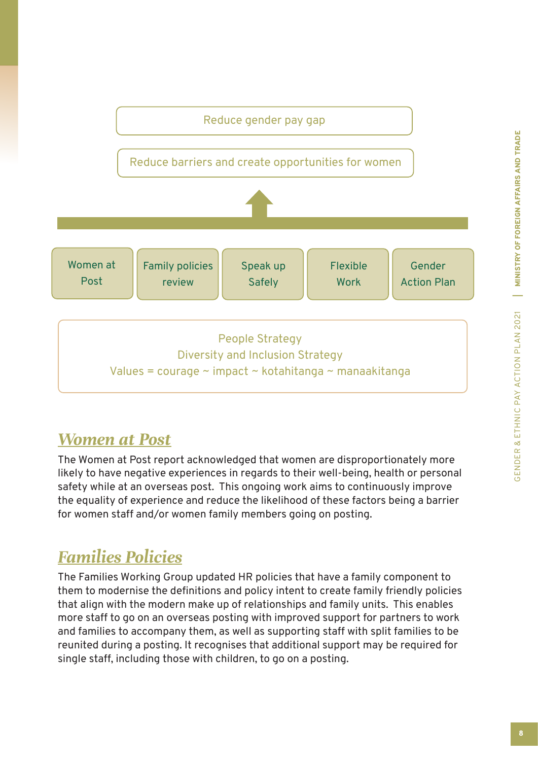Reduce gender pay gap

Reduce barriers and create opportunities for women

| Women at Post | Family policies review | Speak up Safely | Flexible Work | Gender Action Plan |
| --- | --- | --- | --- | --- |

People Strategy
Diversity and Inclusion Strategy
Values = courage ~ impact ~ kotahitanga ~ manaakitanga

## *Women at Post*

The Women at Post report acknowledged that women are disproportionately more likely to have negative experiences in regards to their well-being, health or personal safety while at an overseas post. This ongoing work aims to continuously improve the equality of experience and reduce the likelihood of these factors being a barrier for women staff and/or women family members going on posting.

## *Families Policies*

The Families Working Group updated HR policies that have a family component to them to modernise the definitions and policy intent to create family friendly policies that align with the modern make up of relationships and family units. This enables more staff to go on an overseas posting with improved support for partners to work and families to accompany them, as well as supporting staff with split families to be reunited during a posting. It recognises that additional support may be required for single staff, including those with children, to go on a posting.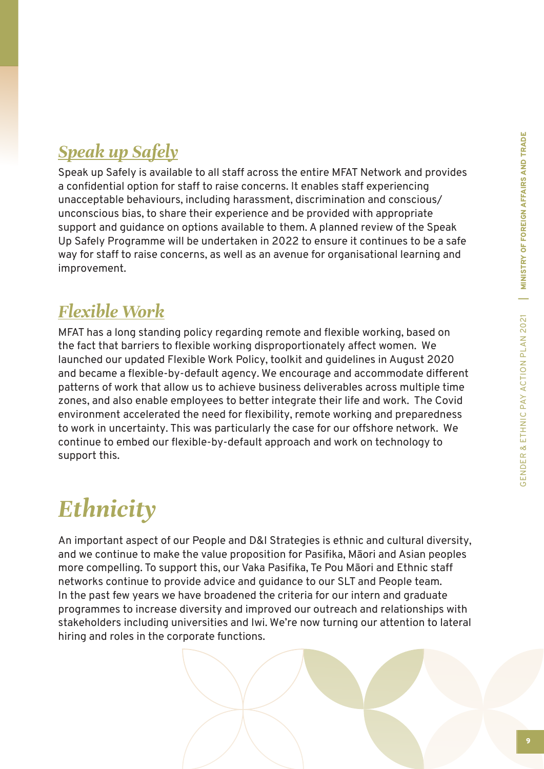## *Speak up Safely*

Speak up Safely is available to all staff across the entire MFAT Network and provides a confidential option for staff to raise concerns. It enables staff experiencing unacceptable behaviours, including harassment, discrimination and conscious/unconscious bias, to share their experience and be provided with appropriate support and guidance on options available to them. A planned review of the Speak Up Safely Programme will be undertaken in 2022 to ensure it continues to be a safe way for staff to raise concerns, as well as an avenue for organisational learning and improvement.

## *Flexible Work*

MFAT has a long standing policy regarding remote and flexible working, based on the fact that barriers to flexible working disproportionately affect women. We launched our updated Flexible Work Policy, toolkit and guidelines in August 2020 and became a flexible-by-default agency. We encourage and accommodate different patterns of work that allow us to achieve business deliverables across multiple time zones, and also enable employees to better integrate their life and work. The Covid environment accelerated the need for flexibility, remote working and preparedness to work in uncertainty. This was particularly the case for our offshore network. We continue to embed our flexible-by-default approach and work on technology to support this.

# *Ethnicity*

An important aspect of our People and D&I Strategies is ethnic and cultural diversity, and we continue to make the value proposition for Pasifika, Māori and Asian peoples more compelling. To support this, our Vaka Pasifika, Te Pou Māori and Ethnic staff networks continue to provide advice and guidance to our SLT and People team. In the past few years we have broadened the criteria for our intern and graduate programmes to increase diversity and improved our outreach and relationships with stakeholders including universities and Iwi. We're now turning our attention to lateral hiring and roles in the corporate functions.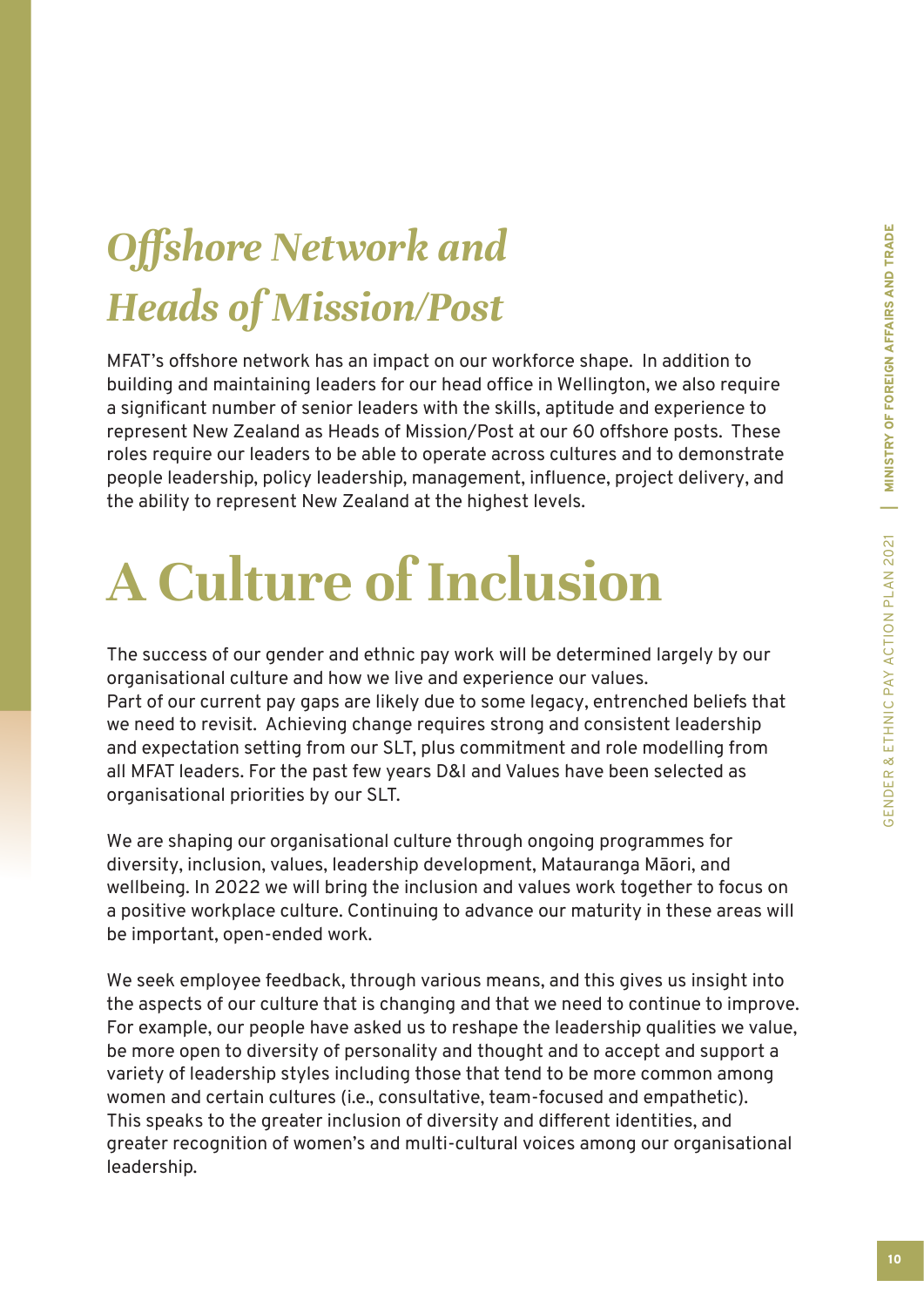## *Offshore Network and Heads of Mission/Post*

MFAT's offshore network has an impact on our workforce shape. In addition to building and maintaining leaders for our head office in Wellington, we also require a significant number of senior leaders with the skills, aptitude and experience to represent New Zealand as Heads of Mission/Post at our 60 offshore posts. These roles require our leaders to be able to operate across cultures and to demonstrate people leadership, policy leadership, management, influence, project delivery, and the ability to represent New Zealand at the highest levels.

# A Culture of Inclusion

The success of our gender and ethnic pay work will be determined largely by our organisational culture and how we live and experience our values.
Part of our current pay gaps are likely due to some legacy, entrenched beliefs that we need to revisit. Achieving change requires strong and consistent leadership and expectation setting from our SLT, plus commitment and role modelling from all MFAT leaders. For the past few years D&I and Values have been selected as organisational priorities by our SLT.

We are shaping our organisational culture through ongoing programmes for diversity, inclusion, values, leadership development, Matauranga Māori, and wellbeing. In 2022 we will bring the inclusion and values work together to focus on a positive workplace culture. Continuing to advance our maturity in these areas will be important, open-ended work.

We seek employee feedback, through various means, and this gives us insight into the aspects of our culture that is changing and that we need to continue to improve. For example, our people have asked us to reshape the leadership qualities we value, be more open to diversity of personality and thought and to accept and support a variety of leadership styles including those that tend to be more common among women and certain cultures (i.e., consultative, team-focused and empathetic). This speaks to the greater inclusion of diversity and different identities, and greater recognition of women's and multi-cultural voices among our organisational leadership.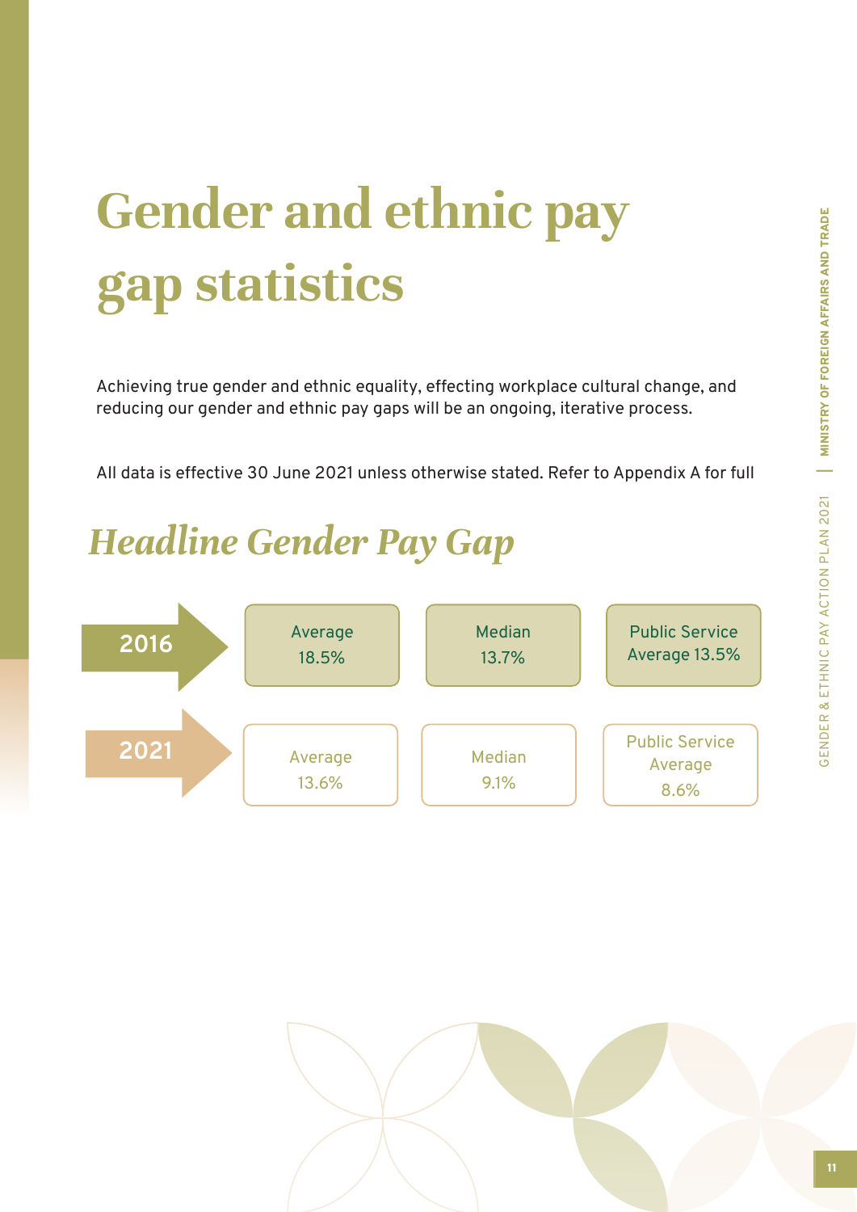# Gender and ethnic pay gap statistics

Achieving true gender and ethnic equality, effecting workplace cultural change, and reducing our gender and ethnic pay gaps will be an ongoing, iterative process.

All data is effective 30 June 2021 unless otherwise stated. Refer to Appendix A for full

## *Headline Gender Pay Gap*

| Year | Average | Median | Public Service Average |
| --- | --- | --- | --- |
| 2016 | 18.5% | 13.7% | 13.5% |
| 2021 | 13.6% | 9.1% | 8.6% |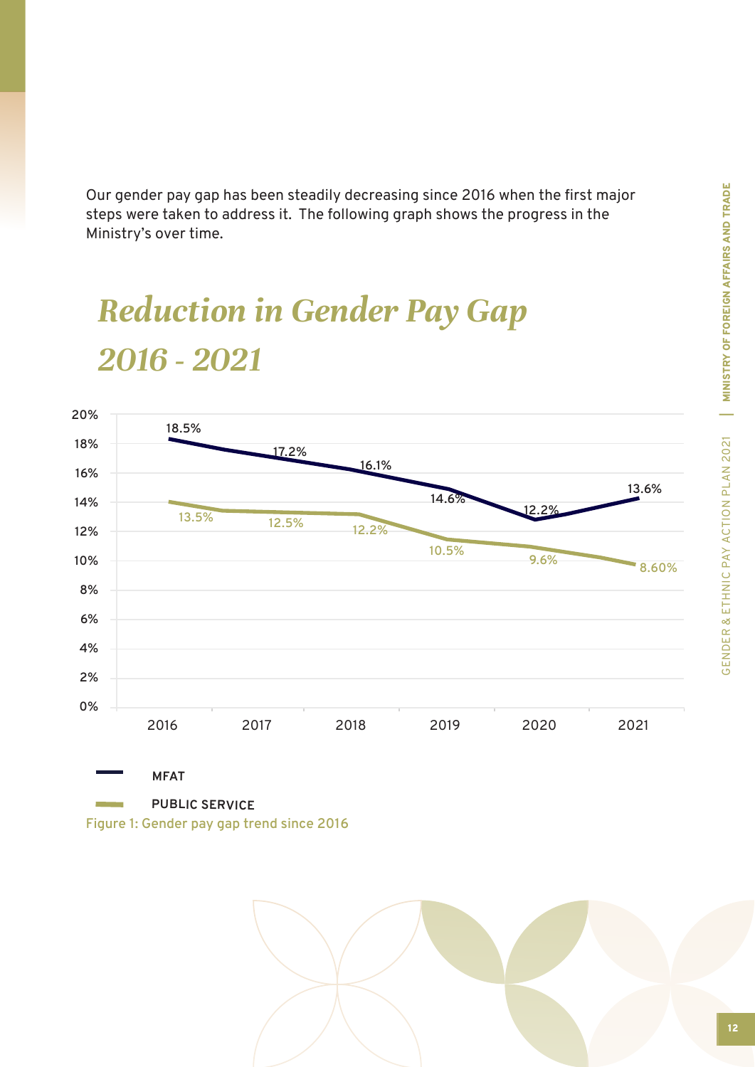Our gender pay gap has been steadily decreasing since 2016 when the first major steps were taken to address it. The following graph shows the progress in the Ministry's over time.

## *Reduction in Gender Pay Gap 2016 - 2021*

| Year | MFAT | PUBLIC SERVICE |
|---|---|---|
| 2016 | 18.5% | 13.5% |
| 2017 | 17.2% | 12.5% |
| 2018 | 16.1% | 12.2% |
| 2019 | 14.6% | 10.5% |
| 2020 | 12.2% | 9.6% |
| 2021 | 13.6% | 8.60% |

Figure 1: Gender pay gap trend since 2016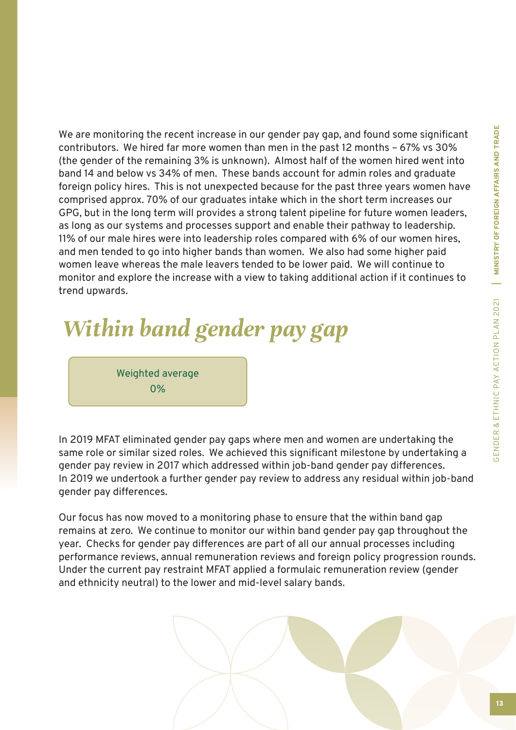We are monitoring the recent increase in our gender pay gap, and found some significant contributors. We hired far more women than men in the past 12 months – 67% vs 30% (the gender of the remaining 3% is unknown). Almost half of the women hired went into band 14 and below vs 34% of men. These bands account for admin roles and graduate foreign policy hires. This is not unexpected because for the past three years women have comprised approx. 70% of our graduates intake which in the short term increases our GPG, but in the long term will provides a strong talent pipeline for future women leaders, as long as our systems and processes support and enable their pathway to leadership. 11% of our male hires were into leadership roles compared with 6% of our women hires, and men tended to go into higher bands than women. We also had some higher paid women leave whereas the male leavers tended to be lower paid. We will continue to monitor and explore the increase with a view to taking additional action if it continues to trend upwards.

## *Within band gender pay gap*

Weighted average
0%

In 2019 MFAT eliminated gender pay gaps where men and women are undertaking the same role or similar sized roles. We achieved this significant milestone by undertaking a gender pay review in 2017 which addressed within job-band gender pay differences. In 2019 we undertook a further gender pay review to address any residual within job-band gender pay differences.

Our focus has now moved to a monitoring phase to ensure that the within band gap remains at zero. We continue to monitor our within band gender pay gap throughout the year. Checks for gender pay differences are part of all our annual processes including performance reviews, annual remuneration reviews and foreign policy progression rounds. Under the current pay restraint MFAT applied a formulaic remuneration review (gender and ethnicity neutral) to the lower and mid-level salary bands.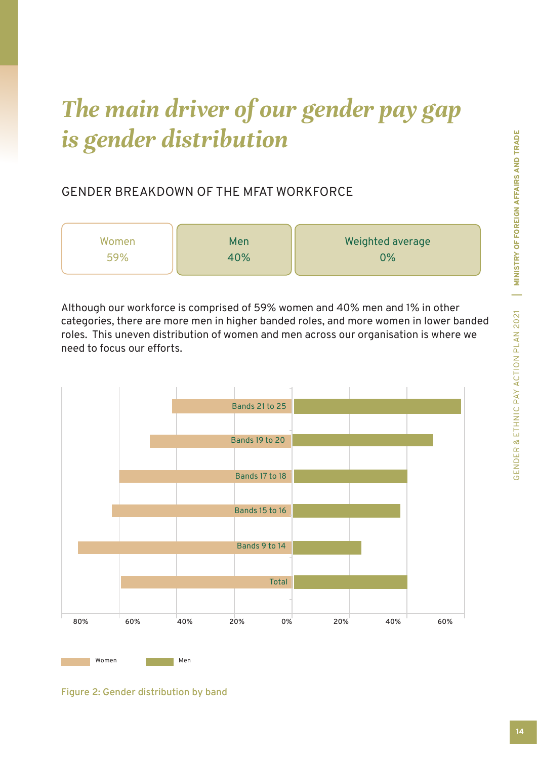# *The main driver of our gender pay gap is gender distribution*

## GENDER BREAKDOWN OF THE MFAT WORKFORCE

| Women | Men | Weighted average |
|---|---|---|
| 59% | 40% | 0% |

Although our workforce is comprised of 59% women and 40% men and 1% in other categories, there are more men in higher banded roles, and more women in lower banded roles. This uneven distribution of women and men across our organisation is where we need to focus our efforts.

Figure 2: Gender distribution by band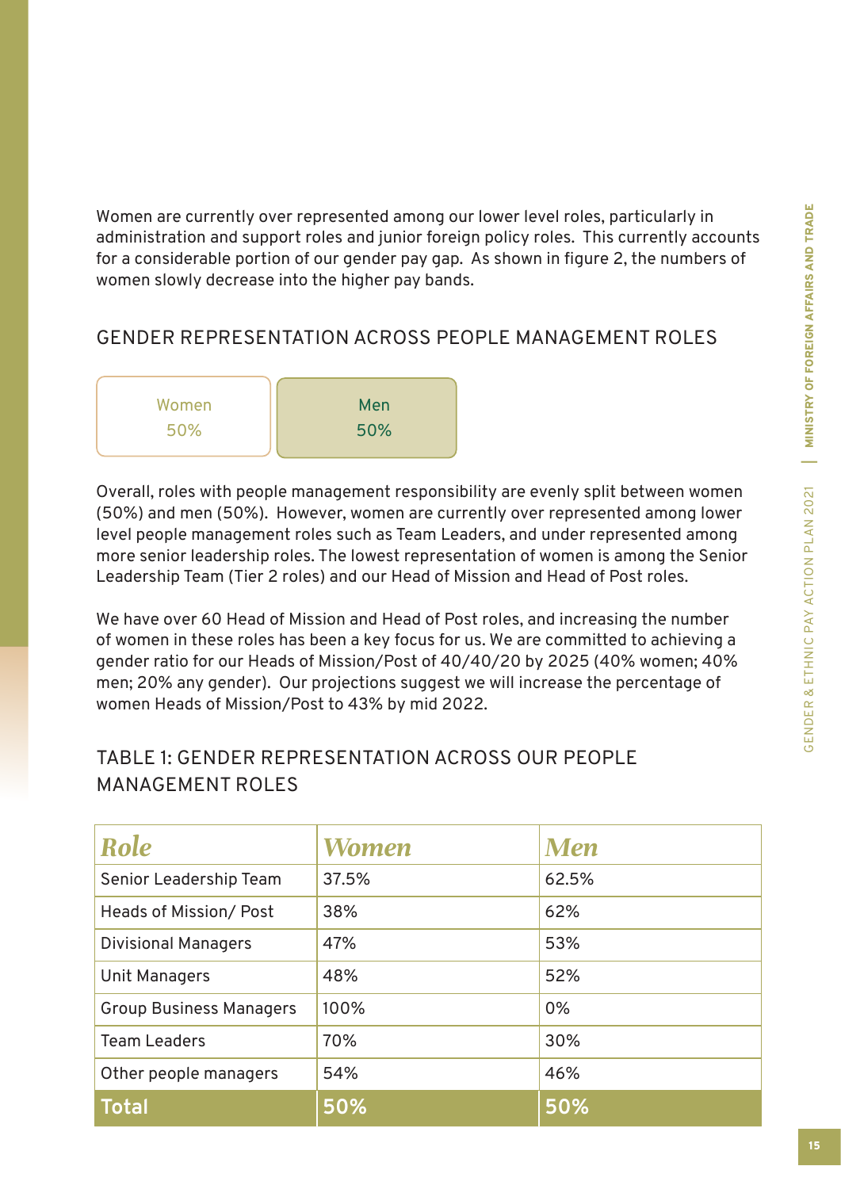Women are currently over represented among our lower level roles, particularly in administration and support roles and junior foreign policy roles. This currently accounts for a considerable portion of our gender pay gap. As shown in figure 2, the numbers of women slowly decrease into the higher pay bands.

## GENDER REPRESENTATION ACROSS PEOPLE MANAGEMENT ROLES

| Women | Men |
|---|---|
| 50% | 50% |

Overall, roles with people management responsibility are evenly split between women (50%) and men (50%). However, women are currently over represented among lower level people management roles such as Team Leaders, and under represented among more senior leadership roles. The lowest representation of women is among the Senior Leadership Team (Tier 2 roles) and our Head of Mission and Head of Post roles.

We have over 60 Head of Mission and Head of Post roles, and increasing the number of women in these roles has been a key focus for us. We are committed to achieving a gender ratio for our Heads of Mission/Post of 40/40/20 by 2025 (40% women; 40% men; 20% any gender). Our projections suggest we will increase the percentage of women Heads of Mission/Post to 43% by mid 2022.

## TABLE 1: GENDER REPRESENTATION ACROSS OUR PEOPLE MANAGEMENT ROLES

| Role | Women | Men |
|---|---|---|
| Senior Leadership Team | 37.5% | 62.5% |
| Heads of Mission/ Post | 38% | 62% |
| Divisional Managers | 47% | 53% |
| Unit Managers | 48% | 52% |
| Group Business Managers | 100% | 0% |
| Team Leaders | 70% | 30% |
| Other people managers | 54% | 46% |
| **Total** | **50%** | **50%** |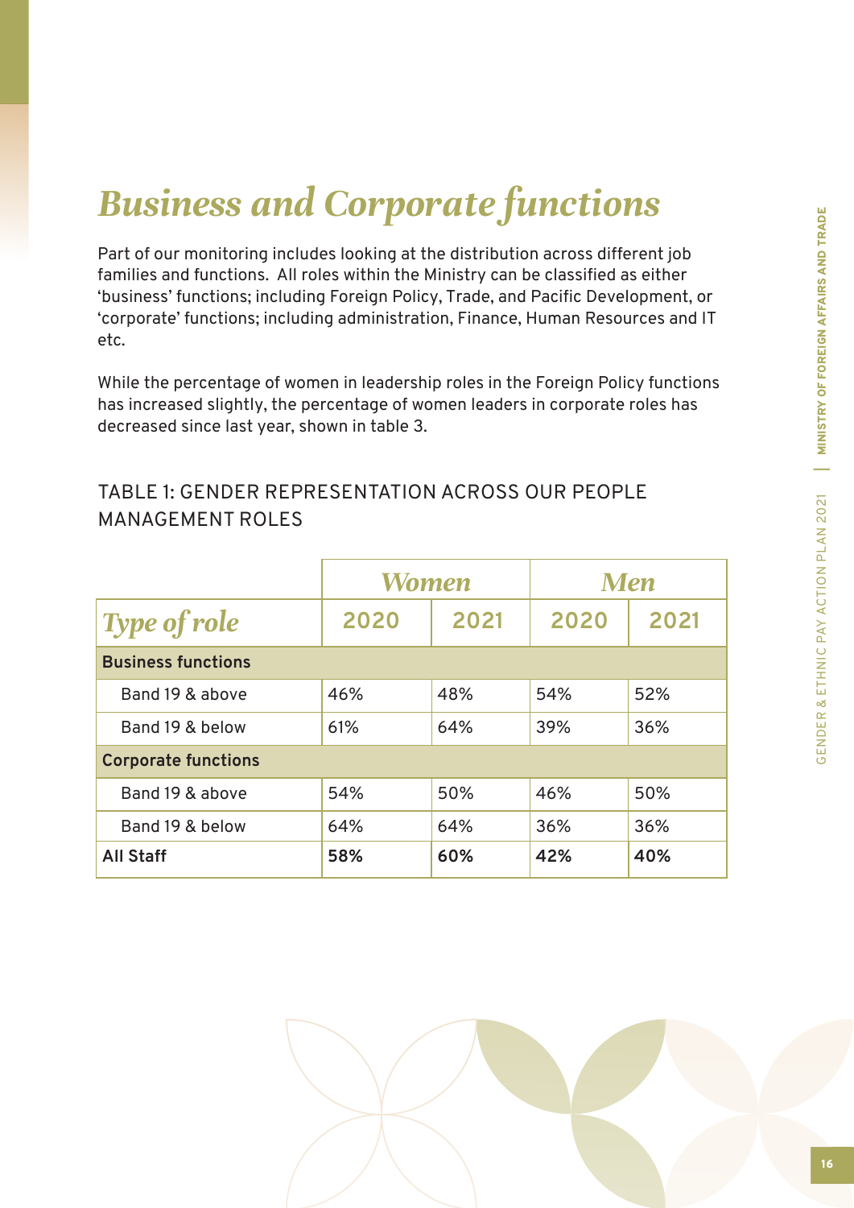# Business and Corporate functions

Part of our monitoring includes looking at the distribution across different job families and functions. All roles within the Ministry can be classified as either 'business' functions; including Foreign Policy, Trade, and Pacific Development, or 'corporate' functions; including administration, Finance, Human Resources and IT etc.

While the percentage of women in leadership roles in the Foreign Policy functions has increased slightly, the percentage of women leaders in corporate roles has decreased since last year, shown in table 3.

## TABLE 1: GENDER REPRESENTATION ACROSS OUR PEOPLE MANAGEMENT ROLES

| | *Women* | | *Men* | |
|---|---|---|---|---|
| *Type of role* | 2020 | 2021 | 2020 | 2021 |
| **Business functions** | | | | |
| Band 19 & above | 46% | 48% | 54% | 52% |
| Band 19 & below | 61% | 64% | 39% | 36% |
| **Corporate functions** | | | | |
| Band 19 & above | 54% | 50% | 46% | 50% |
| Band 19 & below | 64% | 64% | 36% | 36% |
| **All Staff** | **58%** | **60%** | **42%** | **40%** |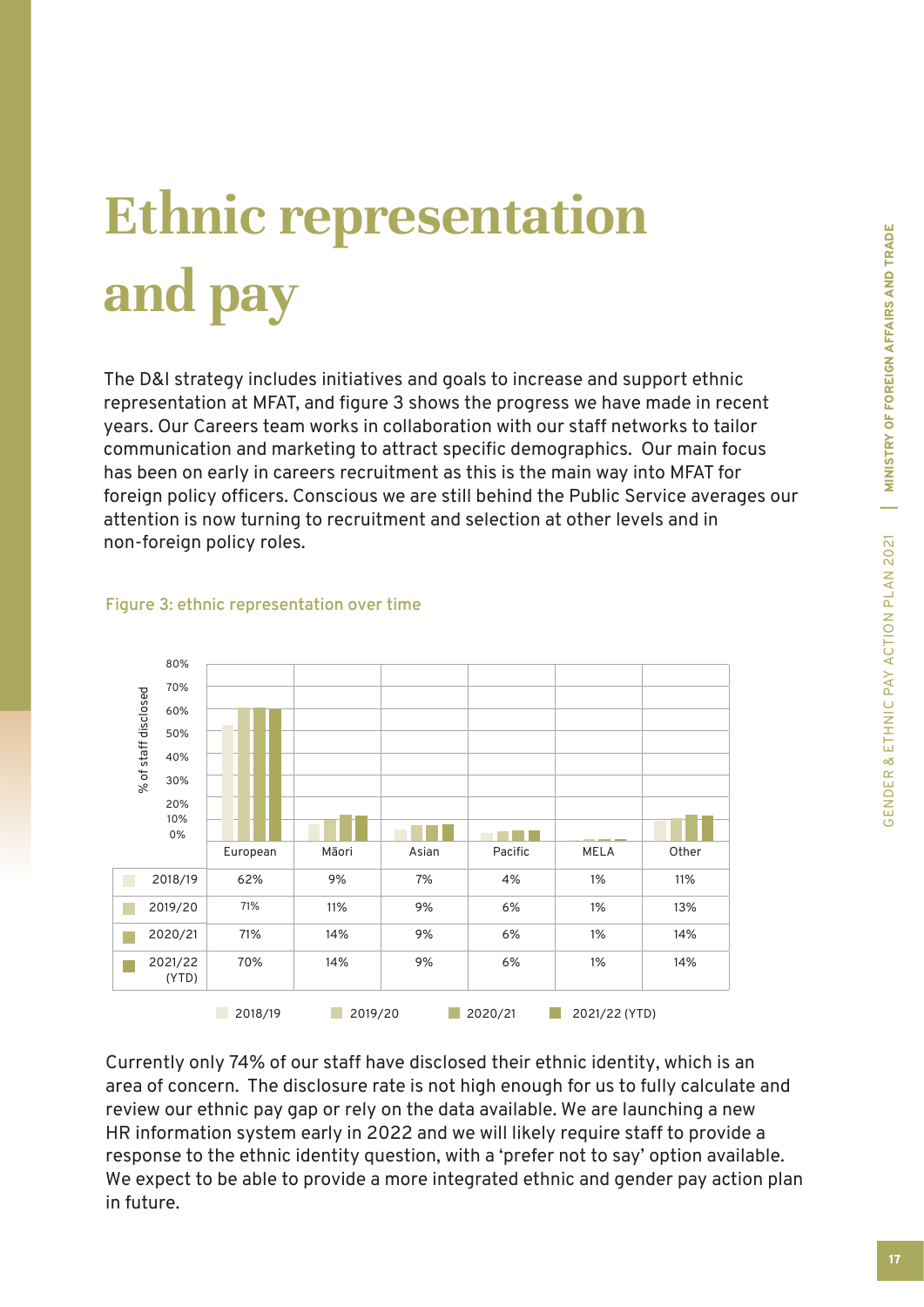# Ethnic representation and pay

The D&I strategy includes initiatives and goals to increase and support ethnic representation at MFAT, and figure 3 shows the progress we have made in recent years. Our Careers team works in collaboration with our staff networks to tailor communication and marketing to attract specific demographics. Our main focus has been on early in careers recruitment as this is the main way into MFAT for foreign policy officers. Conscious we are still behind the Public Service averages our attention is now turning to recruitment and selection at other levels and in non-foreign policy roles.

Figure 3: ethnic representation over time

| | European | Māori | Asian | Pacific | MELA | Other |
|---|---|---|---|---|---|---|
| 2018/19 | 62% | 9% | 7% | 4% | 1% | 11% |
| 2019/20 | 71% | 11% | 9% | 6% | 1% | 13% |
| 2020/21 | 71% | 14% | 9% | 6% | 1% | 14% |
| 2021/22 (YTD) | 70% | 14% | 9% | 6% | 1% | 14% |

Currently only 74% of our staff have disclosed their ethnic identity, which is an area of concern. The disclosure rate is not high enough for us to fully calculate and review our ethnic pay gap or rely on the data available. We are launching a new HR information system early in 2022 and we will likely require staff to provide a response to the ethnic identity question, with a 'prefer not to say' option available. We expect to be able to provide a more integrated ethnic and gender pay action plan in future.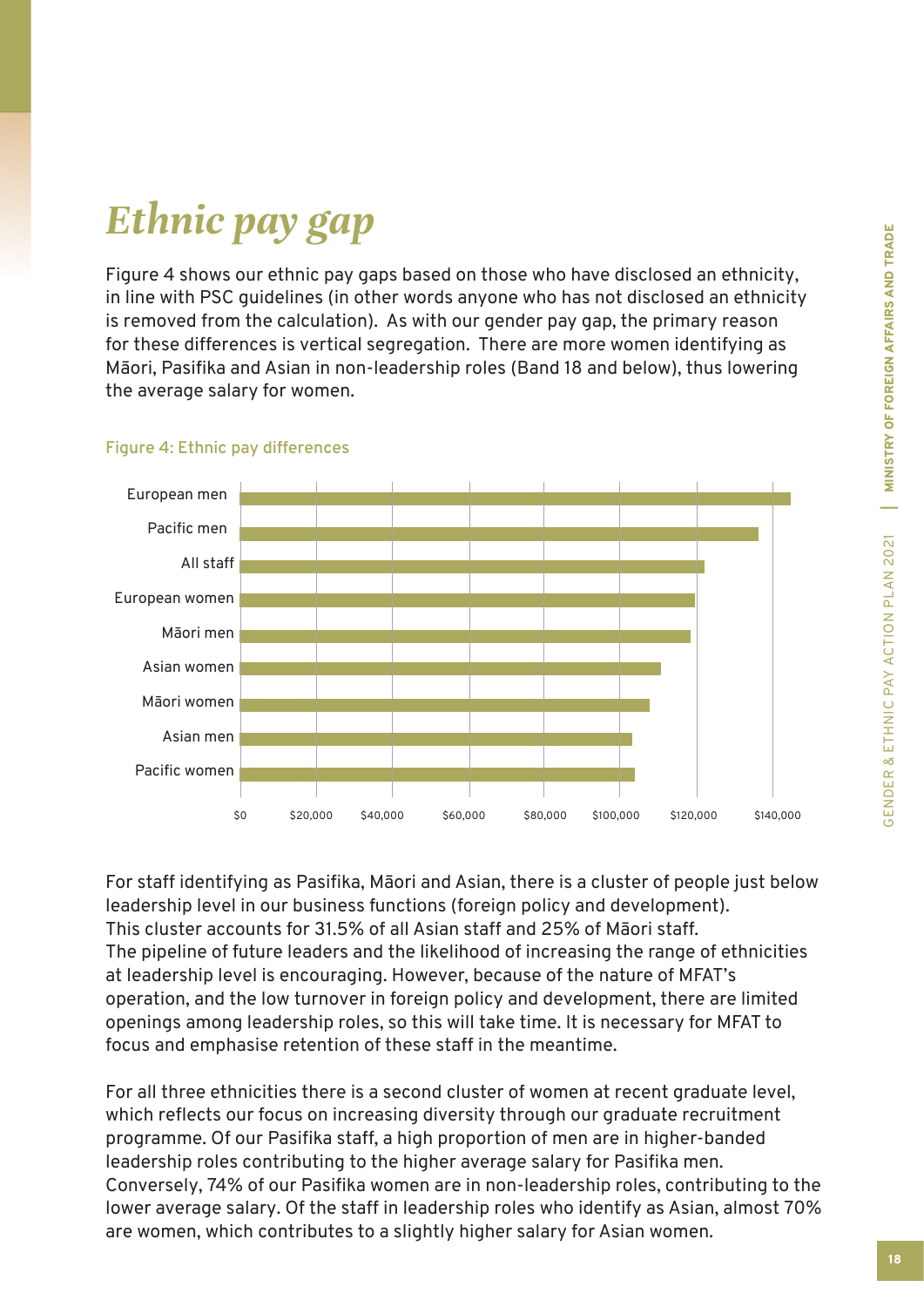# *Ethnic pay gap*

Figure 4 shows our ethnic pay gaps based on those who have disclosed an ethnicity, in line with PSC guidelines (in other words anyone who has not disclosed an ethnicity is removed from the calculation). As with our gender pay gap, the primary reason for these differences is vertical segregation. There are more women identifying as Māori, Pasifika and Asian in non-leadership roles (Band 18 and below), thus lowering the average salary for women.

**Figure 4: Ethnic pay differences**

For staff identifying as Pasifika, Māori and Asian, there is a cluster of people just below leadership level in our business functions (foreign policy and development). This cluster accounts for 31.5% of all Asian staff and 25% of Māori staff. The pipeline of future leaders and the likelihood of increasing the range of ethnicities at leadership level is encouraging. However, because of the nature of MFAT's operation, and the low turnover in foreign policy and development, there are limited openings among leadership roles, so this will take time. It is necessary for MFAT to focus and emphasise retention of these staff in the meantime.

For all three ethnicities there is a second cluster of women at recent graduate level, which reflects our focus on increasing diversity through our graduate recruitment programme. Of our Pasifika staff, a high proportion of men are in higher-banded leadership roles contributing to the higher average salary for Pasifika men. Conversely, 74% of our Pasifika women are in non-leadership roles, contributing to the lower average salary. Of the staff in leadership roles who identify as Asian, almost 70% are women, which contributes to a slightly higher salary for Asian women.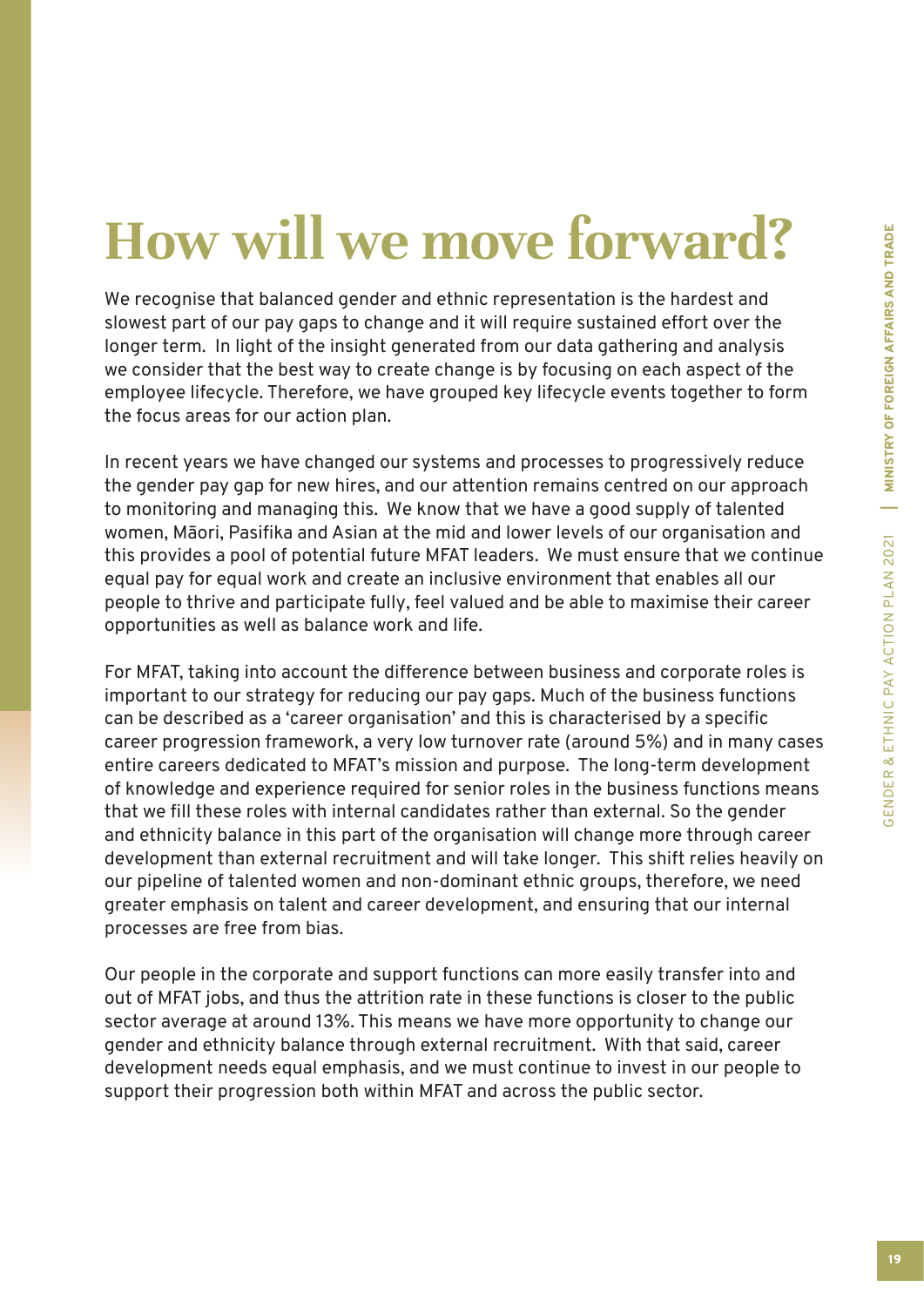# How will we move forward?

We recognise that balanced gender and ethnic representation is the hardest and slowest part of our pay gaps to change and it will require sustained effort over the longer term. In light of the insight generated from our data gathering and analysis we consider that the best way to create change is by focusing on each aspect of the employee lifecycle. Therefore, we have grouped key lifecycle events together to form the focus areas for our action plan.

In recent years we have changed our systems and processes to progressively reduce the gender pay gap for new hires, and our attention remains centred on our approach to monitoring and managing this. We know that we have a good supply of talented women, Māori, Pasifika and Asian at the mid and lower levels of our organisation and this provides a pool of potential future MFAT leaders. We must ensure that we continue equal pay for equal work and create an inclusive environment that enables all our people to thrive and participate fully, feel valued and be able to maximise their career opportunities as well as balance work and life.

For MFAT, taking into account the difference between business and corporate roles is important to our strategy for reducing our pay gaps. Much of the business functions can be described as a 'career organisation' and this is characterised by a specific career progression framework, a very low turnover rate (around 5%) and in many cases entire careers dedicated to MFAT's mission and purpose. The long-term development of knowledge and experience required for senior roles in the business functions means that we fill these roles with internal candidates rather than external. So the gender and ethnicity balance in this part of the organisation will change more through career development than external recruitment and will take longer. This shift relies heavily on our pipeline of talented women and non-dominant ethnic groups, therefore, we need greater emphasis on talent and career development, and ensuring that our internal processes are free from bias.

Our people in the corporate and support functions can more easily transfer into and out of MFAT jobs, and thus the attrition rate in these functions is closer to the public sector average at around 13%. This means we have more opportunity to change our gender and ethnicity balance through external recruitment. With that said, career development needs equal emphasis, and we must continue to invest in our people to support their progression both within MFAT and across the public sector.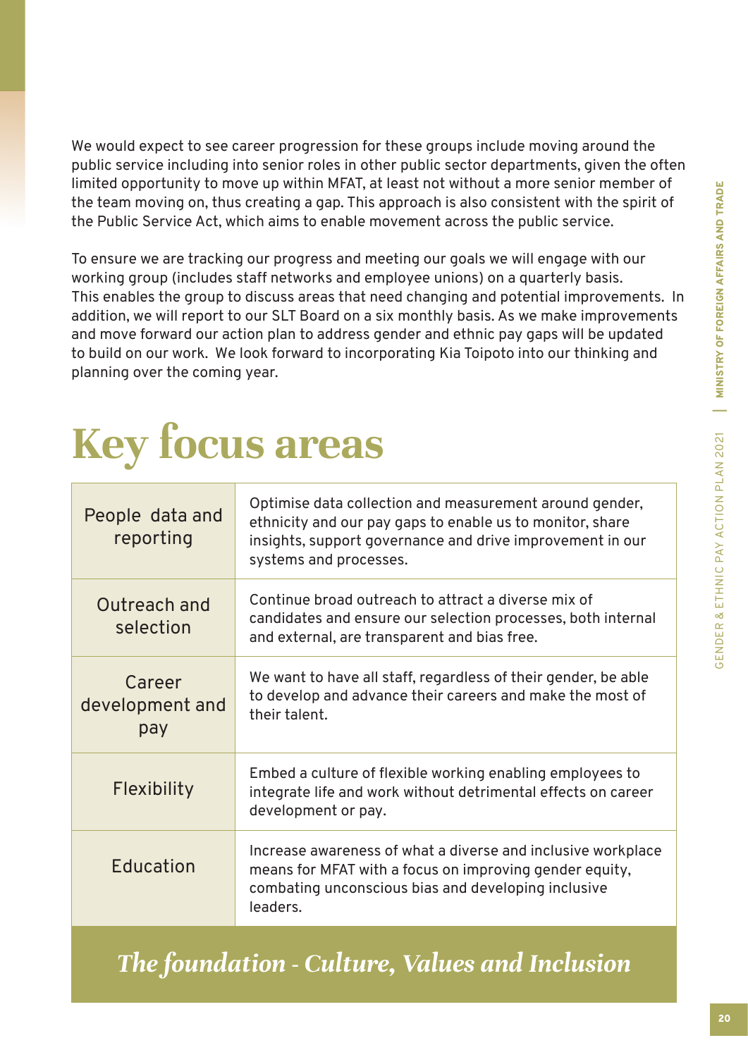We would expect to see career progression for these groups include moving around the public service including into senior roles in other public sector departments, given the often limited opportunity to move up within MFAT, at least not without a more senior member of the team moving on, thus creating a gap. This approach is also consistent with the spirit of the Public Service Act, which aims to enable movement across the public service.

To ensure we are tracking our progress and meeting our goals we will engage with our working group (includes staff networks and employee unions) on a quarterly basis. This enables the group to discuss areas that need changing and potential improvements. In addition, we will report to our SLT Board on a six monthly basis. As we make improvements and move forward our action plan to address gender and ethnic pay gaps will be updated to build on our work. We look forward to incorporating Kia Toipoto into our thinking and planning over the coming year.

# Key focus areas

| | |
|---|---|
| People data and reporting | Optimise data collection and measurement around gender, ethnicity and our pay gaps to enable us to monitor, share insights, support governance and drive improvement in our systems and processes. |
| Outreach and selection | Continue broad outreach to attract a diverse mix of candidates and ensure our selection processes, both internal and external, are transparent and bias free. |
| Career development and pay | We want to have all staff, regardless of their gender, be able to develop and advance their careers and make the most of their talent. |
| Flexibility | Embed a culture of flexible working enabling employees to integrate life and work without detrimental effects on career development or pay. |
| Education | Increase awareness of what a diverse and inclusive workplace means for MFAT with a focus on improving gender equity, combating unconscious bias and developing inclusive leaders. |

*The foundation - Culture, Values and Inclusion*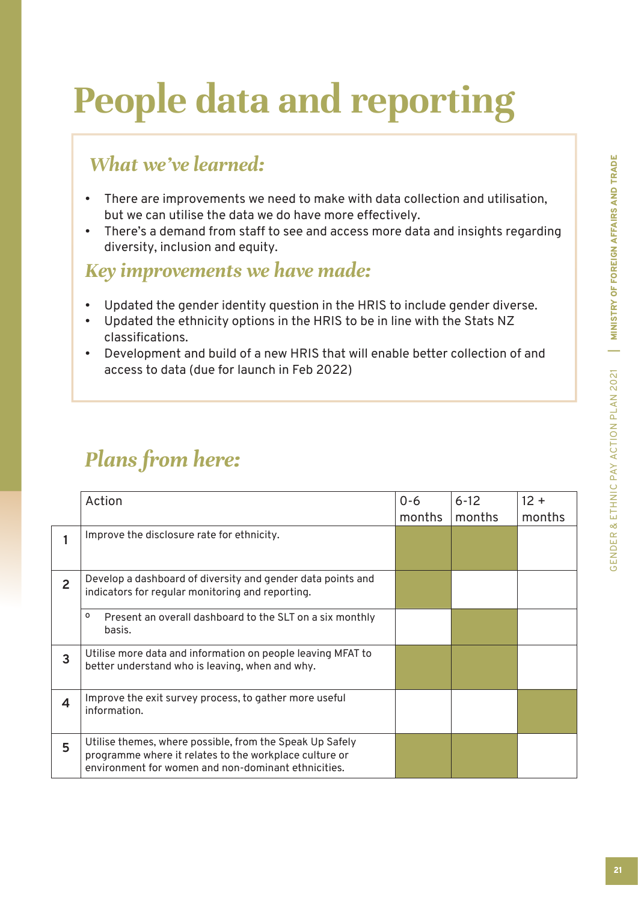# People data and reporting

## *What we've learned:*

- There are improvements we need to make with data collection and utilisation, but we can utilise the data we do have more effectively.
- There's a demand from staff to see and access more data and insights regarding diversity, inclusion and equity.

## *Key improvements we have made:*

- Updated the gender identity question in the HRIS to include gender diverse.
- Updated the ethnicity options in the HRIS to be in line with the Stats NZ classifications.
- Development and build of a new HRIS that will enable better collection of and access to data (due for launch in Feb 2022)

## *Plans from here:*

| | Action | 0-6 months | 6-12 months | 12 + months |
|---|---|---|---|---|
| 1 | Improve the disclosure rate for ethnicity. | ■ | ■ | |
| 2 | Develop a dashboard of diversity and gender data points and indicators for regular monitoring and reporting. | ■ | | |
| | ◦ Present an overall dashboard to the SLT on a six monthly basis. | | ■ | |
| 3 | Utilise more data and information on people leaving MFAT to better understand who is leaving, when and why. | ■ | ■ | |
| 4 | Improve the exit survey process, to gather more useful information. | | | ■ |
| 5 | Utilise themes, where possible, from the Speak Up Safely programme where it relates to the workplace culture or environment for women and non-dominant ethnicities. | ■ | ■ | |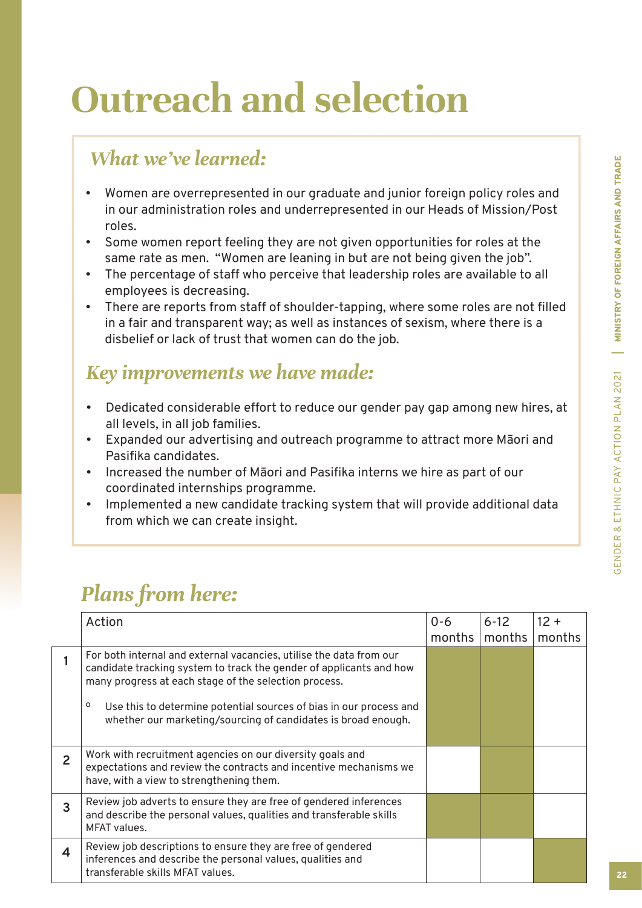# Outreach and selection

## *What we've learned:*

- Women are overrepresented in our graduate and junior foreign policy roles and in our administration roles and underrepresented in our Heads of Mission/Post roles.
- Some women report feeling they are not given opportunities for roles at the same rate as men. "Women are leaning in but are not being given the job".
- The percentage of staff who perceive that leadership roles are available to all employees is decreasing.
- There are reports from staff of shoulder-tapping, where some roles are not filled in a fair and transparent way; as well as instances of sexism, where there is a disbelief or lack of trust that women can do the job.

## *Key improvements we have made:*

- Dedicated considerable effort to reduce our gender pay gap among new hires, at all levels, in all job families.
- Expanded our advertising and outreach programme to attract more Māori and Pasifika candidates.
- Increased the number of Māori and Pasifika interns we hire as part of our coordinated internships programme.
- Implemented a new candidate tracking system that will provide additional data from which we can create insight.

## *Plans from here:*

| | Action | 0-6 months | 6-12 months | 12 + months |
|---|---|---|---|---|
| 1 | For both internal and external vacancies, utilise the data from our candidate tracking system to track the gender of applicants and how many progress at each stage of the selection process.<br>◦ Use this to determine potential sources of bias in our process and whether our marketing/sourcing of candidates is broad enough. | ■ | ■ | |
| 2 | Work with recruitment agencies on our diversity goals and expectations and review the contracts and incentive mechanisms we have, with a view to strengthening them. | | ■ | |
| 3 | Review job adverts to ensure they are free of gendered inferences and describe the personal values, qualities and transferable skills MFAT values. | ■ | ■ | |
| 4 | Review job descriptions to ensure they are free of gendered inferences and describe the personal values, qualities and transferable skills MFAT values. | | | ■ |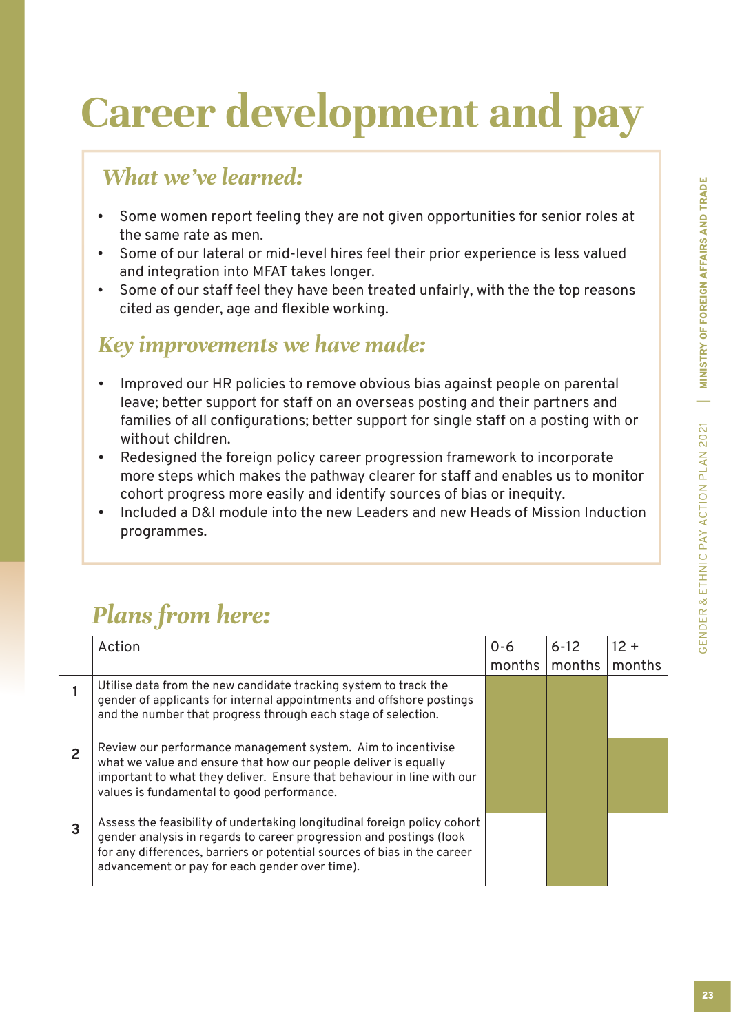# Career development and pay

## *What we've learned:*

- Some women report feeling they are not given opportunities for senior roles at the same rate as men.
- Some of our lateral or mid-level hires feel their prior experience is less valued and integration into MFAT takes longer.
- Some of our staff feel they have been treated unfairly, with the the top reasons cited as gender, age and flexible working.

## *Key improvements we have made:*

- Improved our HR policies to remove obvious bias against people on parental leave; better support for staff on an overseas posting and their partners and families of all configurations; better support for single staff on a posting with or without children.
- Redesigned the foreign policy career progression framework to incorporate more steps which makes the pathway clearer for staff and enables us to monitor cohort progress more easily and identify sources of bias or inequity.
- Included a D&I module into the new Leaders and new Heads of Mission Induction programmes.

## *Plans from here:*

| | Action | 0-6 months | 6-12 months | 12 + months |
|---|---|---|---|---|
| 1 | Utilise data from the new candidate tracking system to track the gender of applicants for internal appointments and offshore postings and the number that progress through each stage of selection. | ■ | ■ | |
| 2 | Review our performance management system. Aim to incentivise what we value and ensure that how our people deliver is equally important to what they deliver. Ensure that behaviour in line with our values is fundamental to good performance. | ■ | ■ | ■ |
| 3 | Assess the feasibility of undertaking longitudinal foreign policy cohort gender analysis in regards to career progression and postings (look for any differences, barriers or potential sources of bias in the career advancement or pay for each gender over time). | | ■ | |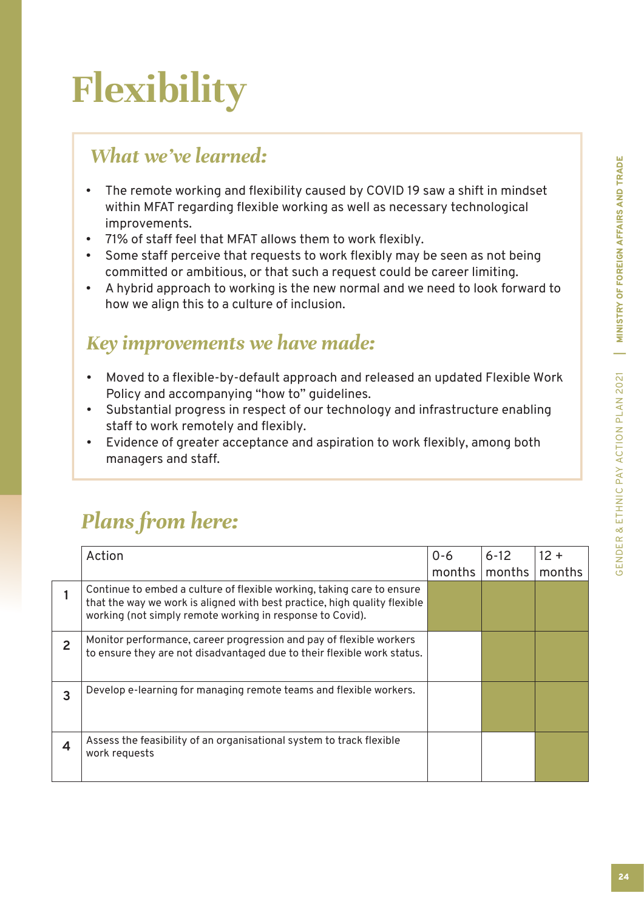# Flexibility

## *What we've learned:*

- The remote working and flexibility caused by COVID 19 saw a shift in mindset within MFAT regarding flexible working as well as necessary technological improvements.
- 71% of staff feel that MFAT allows them to work flexibly.
- Some staff perceive that requests to work flexibly may be seen as not being committed or ambitious, or that such a request could be career limiting.
- A hybrid approach to working is the new normal and we need to look forward to how we align this to a culture of inclusion.

## *Key improvements we have made:*

- Moved to a flexible-by-default approach and released an updated Flexible Work Policy and accompanying "how to" guidelines.
- Substantial progress in respect of our technology and infrastructure enabling staff to work remotely and flexibly.
- Evidence of greater acceptance and aspiration to work flexibly, among both managers and staff.

## *Plans from here:*

| | Action | 0-6 months | 6-12 months | 12 + months |
|---|---|---|---|---|
| 1 | Continue to embed a culture of flexible working, taking care to ensure that the way we work is aligned with best practice, high quality flexible working (not simply remote working in response to Covid). | ■ | ■ | ■ |
| 2 | Monitor performance, career progression and pay of flexible workers to ensure they are not disadvantaged due to their flexible work status. | | ■ | ■ |
| 3 | Develop e-learning for managing remote teams and flexible workers. | | ■ | ■ |
| 4 | Assess the feasibility of an organisational system to track flexible work requests | | | ■ |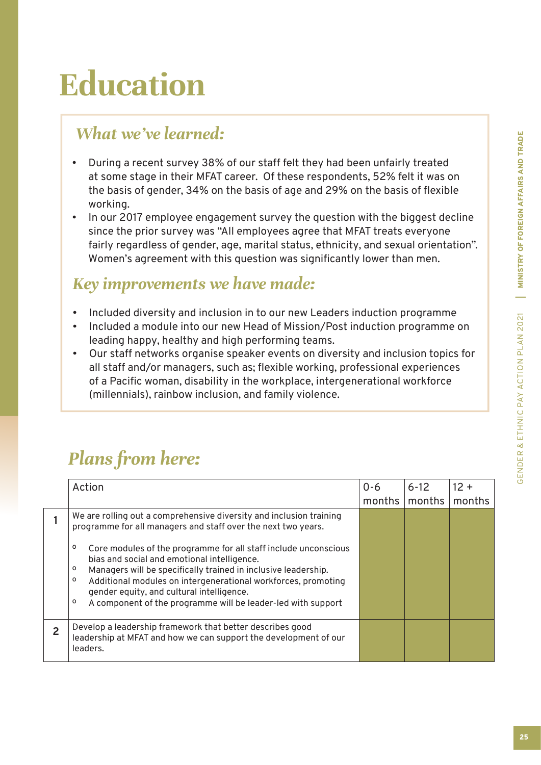# Education

## *What we've learned:*

- During a recent survey 38% of our staff felt they had been unfairly treated at some stage in their MFAT career. Of these respondents, 52% felt it was on the basis of gender, 34% on the basis of age and 29% on the basis of flexible working.
- In our 2017 employee engagement survey the question with the biggest decline since the prior survey was "All employees agree that MFAT treats everyone fairly regardless of gender, age, marital status, ethnicity, and sexual orientation". Women's agreement with this question was significantly lower than men.

## *Key improvements we have made:*

- Included diversity and inclusion in to our new Leaders induction programme
- Included a module into our new Head of Mission/Post induction programme on leading happy, healthy and high performing teams.
- Our staff networks organise speaker events on diversity and inclusion topics for all staff and/or managers, such as; flexible working, professional experiences of a Pacific woman, disability in the workplace, intergenerational workforce (millennials), rainbow inclusion, and family violence.

## *Plans from here:*

| | Action | 0-6 months | 6-12 months | 12 + months |
|---|---|---|---|---|
| 1 | We are rolling out a comprehensive diversity and inclusion training programme for all managers and staff over the next two years.<br>◦ Core modules of the programme for all staff include unconscious bias and social and emotional intelligence.<br>◦ Managers will be specifically trained in inclusive leadership.<br>◦ Additional modules on intergenerational workforces, promoting gender equity, and cultural intelligence.<br>◦ A component of the programme will be leader-led with support | | | |
| 2 | Develop a leadership framework that better describes good leadership at MFAT and how we can support the development of our leaders. | | | |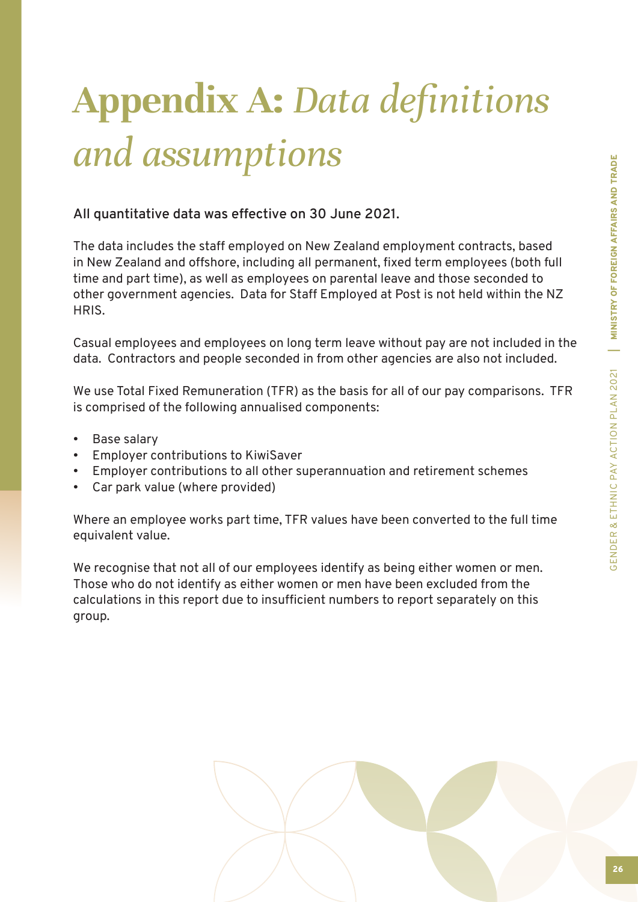# **Appendix A:** *Data definitions and assumptions*

**All quantitative data was effective on 30 June 2021.**

The data includes the staff employed on New Zealand employment contracts, based in New Zealand and offshore, including all permanent, fixed term employees (both full time and part time), as well as employees on parental leave and those seconded to other government agencies. Data for Staff Employed at Post is not held within the NZ HRIS.

Casual employees and employees on long term leave without pay are not included in the data. Contractors and people seconded in from other agencies are also not included.

We use Total Fixed Remuneration (TFR) as the basis for all of our pay comparisons. TFR is comprised of the following annualised components:

- Base salary
- Employer contributions to KiwiSaver
- Employer contributions to all other superannuation and retirement schemes
- Car park value (where provided)

Where an employee works part time, TFR values have been converted to the full time equivalent value.

We recognise that not all of our employees identify as being either women or men. Those who do not identify as either women or men have been excluded from the calculations in this report due to insufficient numbers to report separately on this group.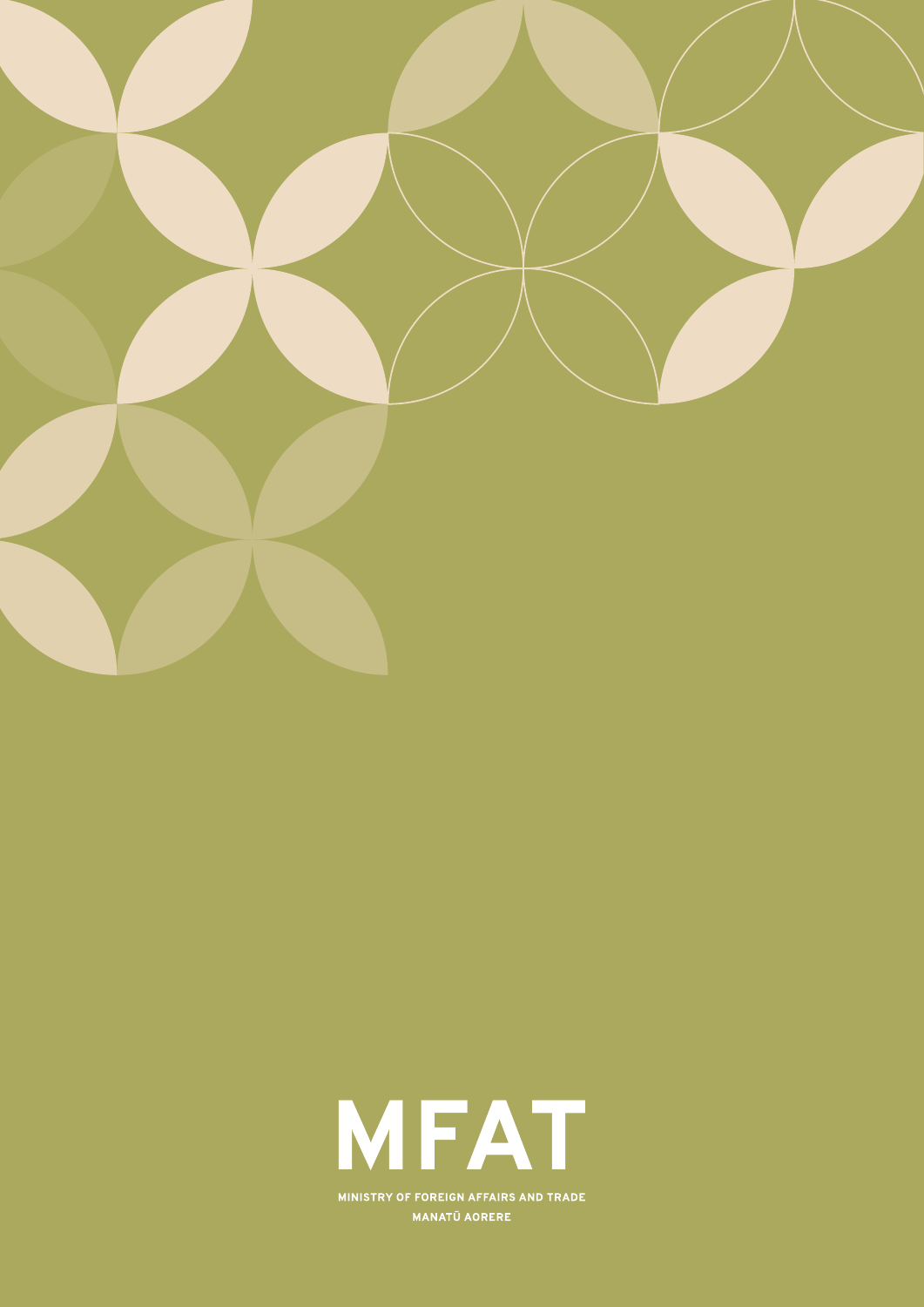MFAT

MINISTRY OF FOREIGN AFFAIRS AND TRADE

MANATŪ AORERE